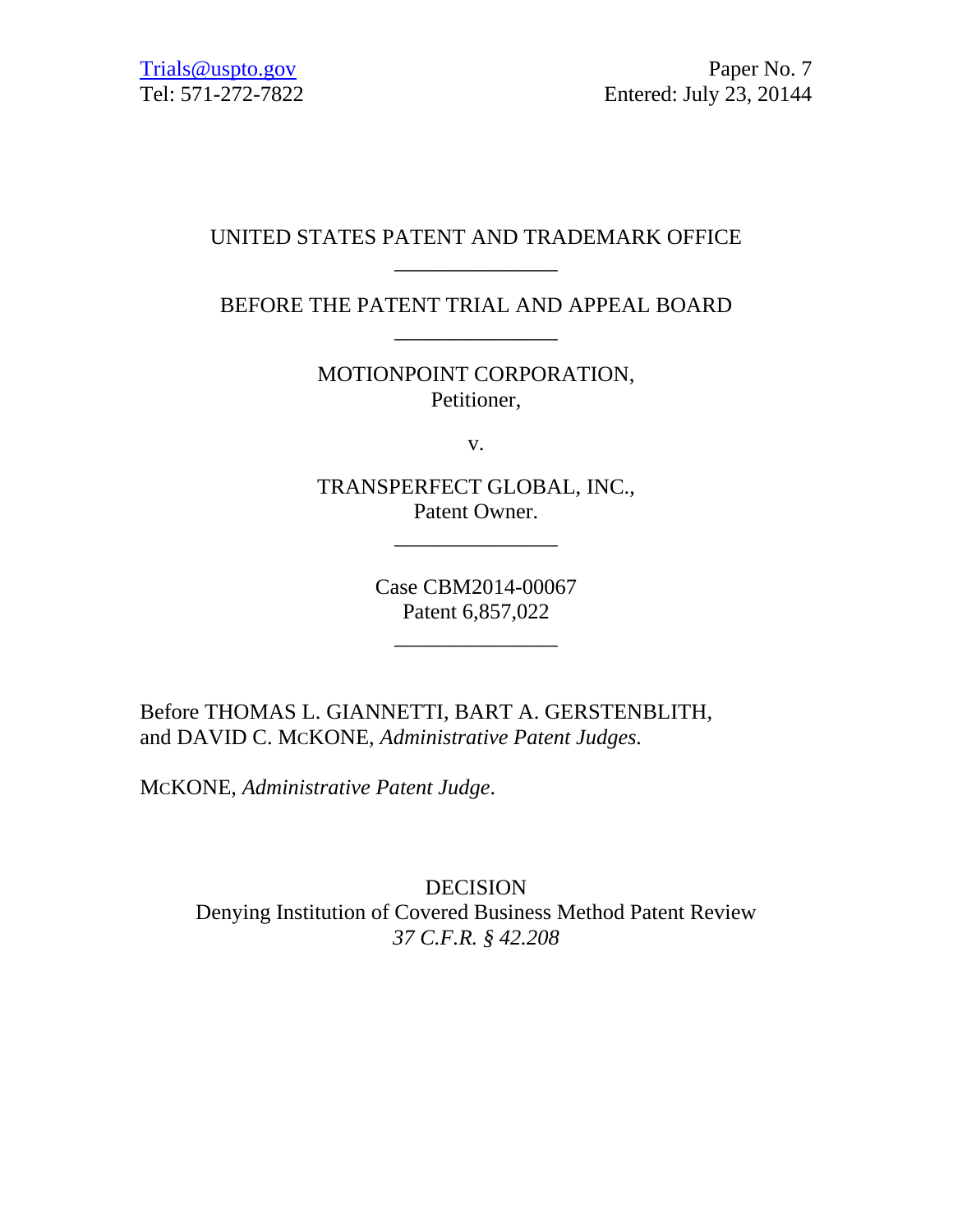Trials@uspto.gov
Tel: 571-272-7822

Paper No. 7
Entered: July 23, 20144

UNITED STATES PATENT AND TRADEMARK OFFICE

\_\_\_\_\_\_\_\_\_\_\_\_\_\_\_

BEFORE THE PATENT TRIAL AND APPEAL BOARD

\_\_\_\_\_\_\_\_\_\_\_\_\_\_\_

MOTIONPOINT CORPORATION,
Petitioner,

v.

TRANSPERFECT GLOBAL, INC.,
Patent Owner.

\_\_\_\_\_\_\_\_\_\_\_\_\_\_\_

Case CBM2014-00067
Patent 6,857,022

\_\_\_\_\_\_\_\_\_\_\_\_\_\_\_

Before THOMAS L. GIANNETTI, BART A. GERSTENBLITH, and DAVID C. MCKONE, *Administrative Patent Judges.*

MCKONE, *Administrative Patent Judge*.

DECISION
Denying Institution of Covered Business Method Patent Review
*37 C.F.R. § 42.208*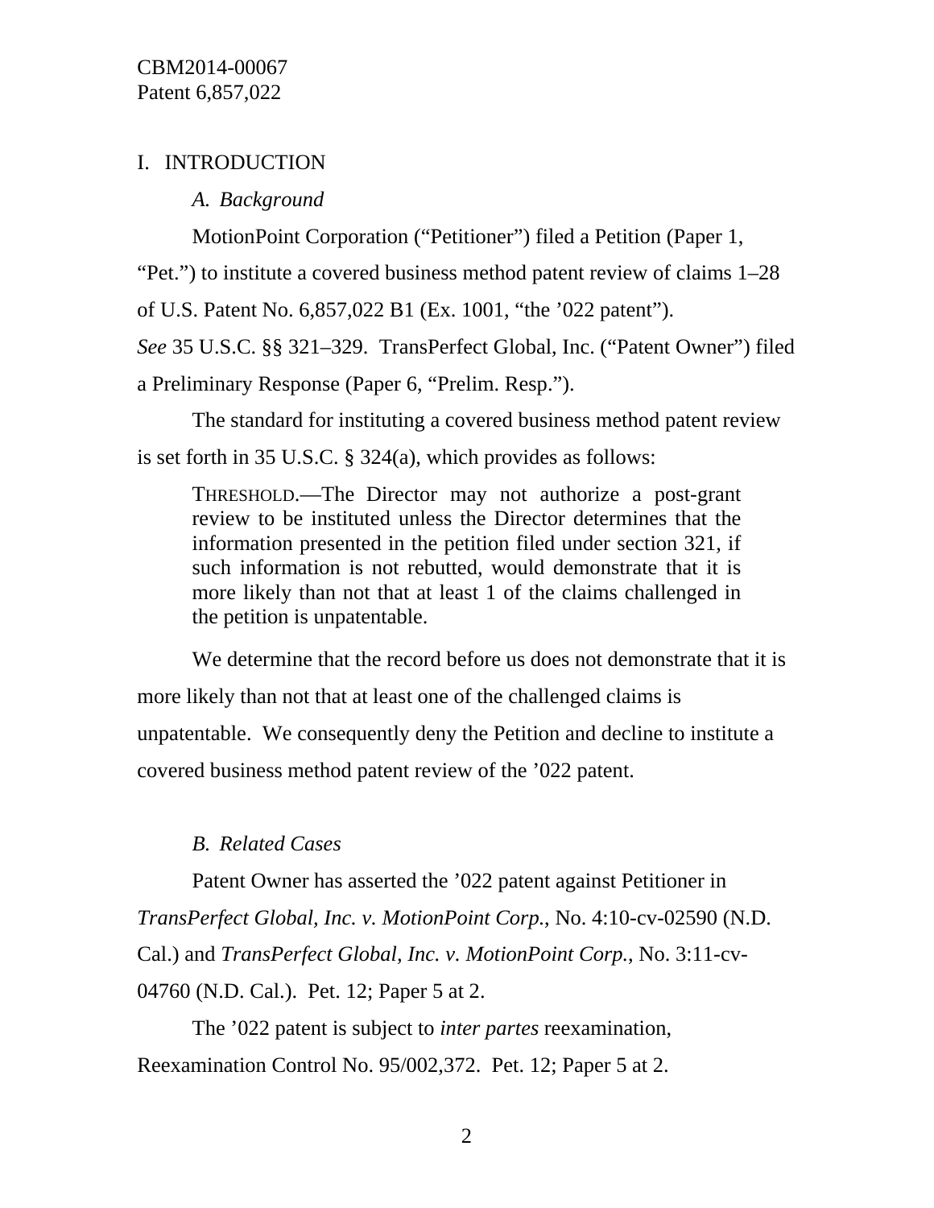# I. INTRODUCTION

## *A. Background*

MotionPoint Corporation ("Petitioner") filed a Petition (Paper 1, "Pet.") to institute a covered business method patent review of claims 1–28 of U.S. Patent No. 6,857,022 B1 (Ex. 1001, "the '022 patent"). *See* 35 U.S.C. §§ 321–329. TransPerfect Global, Inc. ("Patent Owner") filed a Preliminary Response (Paper 6, "Prelim. Resp.").

The standard for instituting a covered business method patent review is set forth in 35 U.S.C. § 324(a), which provides as follows:

> THRESHOLD.—The Director may not authorize a post-grant review to be instituted unless the Director determines that the information presented in the petition filed under section 321, if such information is not rebutted, would demonstrate that it is more likely than not that at least 1 of the claims challenged in the petition is unpatentable.

We determine that the record before us does not demonstrate that it is more likely than not that at least one of the challenged claims is unpatentable. We consequently deny the Petition and decline to institute a covered business method patent review of the '022 patent.

## *B. Related Cases*

Patent Owner has asserted the '022 patent against Petitioner in *TransPerfect Global, Inc. v. MotionPoint Corp.*, No. 4:10-cv-02590 (N.D. Cal.) and *TransPerfect Global, Inc. v. MotionPoint Corp.*, No. 3:11-cv-04760 (N.D. Cal.). Pet. 12; Paper 5 at 2.

The '022 patent is subject to *inter partes* reexamination, Reexamination Control No. 95/002,372. Pet. 12; Paper 5 at 2.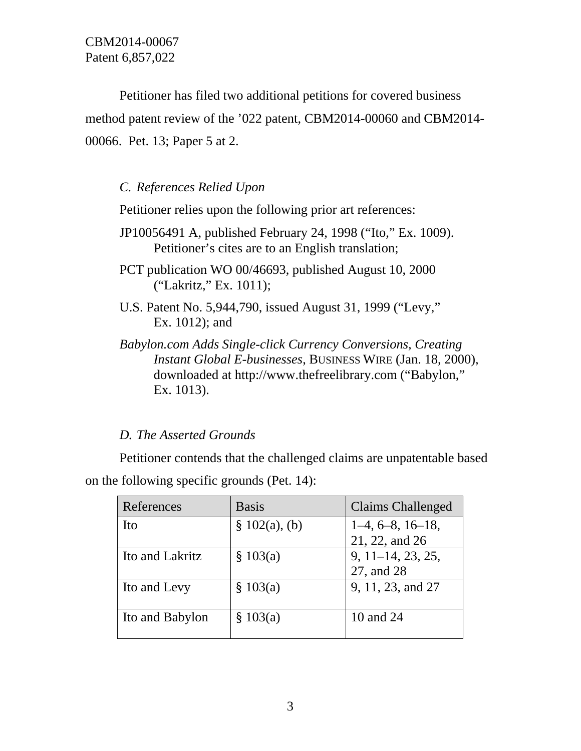Petitioner has filed two additional petitions for covered business method patent review of the ’022 patent, CBM2014-00060 and CBM2014-00066. Pet. 13; Paper 5 at 2.

### *C. References Relied Upon*

Petitioner relies upon the following prior art references:

JP10056491 A, published February 24, 1998 (“Ito,” Ex. 1009). Petitioner’s cites are to an English translation;

PCT publication WO 00/46693, published August 10, 2000 (“Lakritz,” Ex. 1011);

U.S. Patent No. 5,944,790, issued August 31, 1999 (“Levy,” Ex. 1012); and

*Babylon.com Adds Single-click Currency Conversions, Creating Instant Global E-businesses*, BUSINESS WIRE (Jan. 18, 2000), downloaded at http://www.thefreelibrary.com (“Babylon,” Ex. 1013).

### *D. The Asserted Grounds*

Petitioner contends that the challenged claims are unpatentable based on the following specific grounds (Pet. 14):

| References | Basis | Claims Challenged |
|---|---|---|
| Ito | § 102(a), (b) | 1–4, 6–8, 16–18, 21, 22, and 26 |
| Ito and Lakritz | § 103(a) | 9, 11–14, 23, 25, 27, and 28 |
| Ito and Levy | § 103(a) | 9, 11, 23, and 27 |
| Ito and Babylon | § 103(a) | 10 and 24 |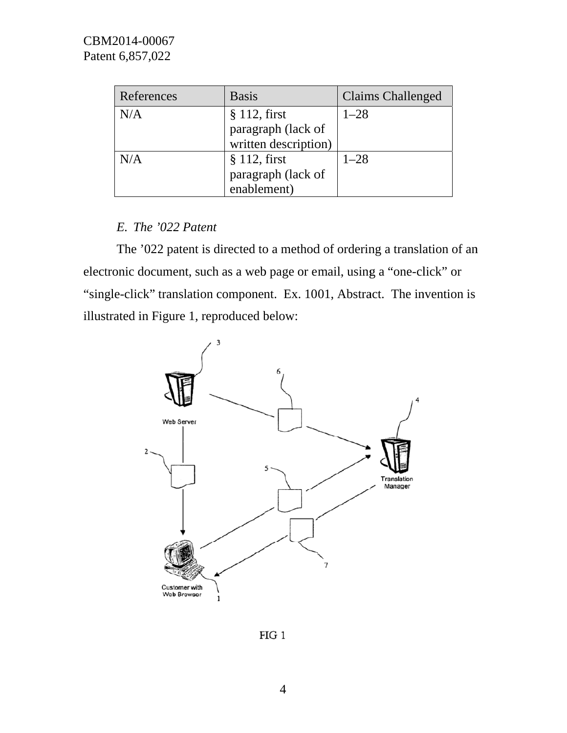| References | Basis | Claims Challenged |
|---|---|---|
| N/A | § 112, first paragraph (lack of written description) | 1–28 |
| N/A | § 112, first paragraph (lack of enablement) | 1–28 |

*E. The '022 Patent*

The '022 patent is directed to a method of ordering a translation of an electronic document, such as a web page or email, using a "one-click" or "single-click" translation component. Ex. 1001, Abstract. The invention is illustrated in Figure 1, reproduced below:

FIG 1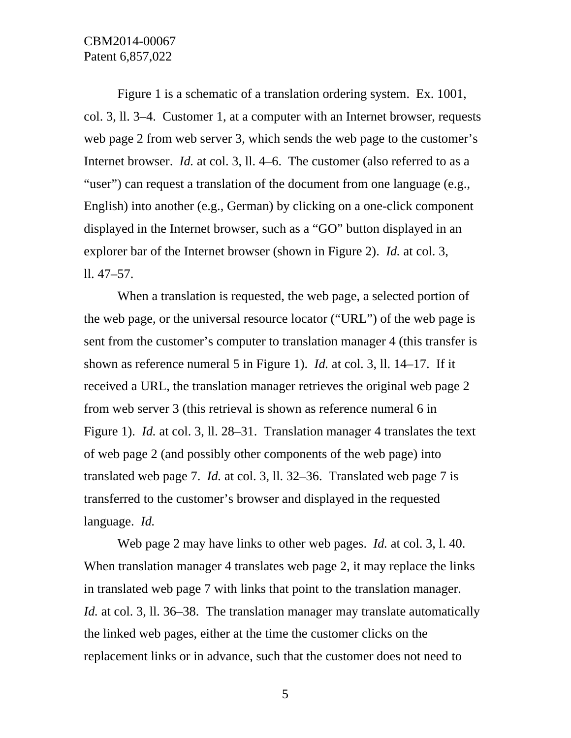Figure 1 is a schematic of a translation ordering system. Ex. 1001, col. 3, ll. 3–4. Customer 1, at a computer with an Internet browser, requests web page 2 from web server 3, which sends the web page to the customer's Internet browser. *Id.* at col. 3, ll. 4–6. The customer (also referred to as a "user") can request a translation of the document from one language (e.g., English) into another (e.g., German) by clicking on a one-click component displayed in the Internet browser, such as a "GO" button displayed in an explorer bar of the Internet browser (shown in Figure 2). *Id.* at col. 3, ll. 47–57.

When a translation is requested, the web page, a selected portion of the web page, or the universal resource locator ("URL") of the web page is sent from the customer's computer to translation manager 4 (this transfer is shown as reference numeral 5 in Figure 1). *Id.* at col. 3, ll. 14–17. If it received a URL, the translation manager retrieves the original web page 2 from web server 3 (this retrieval is shown as reference numeral 6 in Figure 1). *Id.* at col. 3, ll. 28–31. Translation manager 4 translates the text of web page 2 (and possibly other components of the web page) into translated web page 7. *Id.* at col. 3, ll. 32–36. Translated web page 7 is transferred to the customer's browser and displayed in the requested language. *Id.*

Web page 2 may have links to other web pages. *Id.* at col. 3, l. 40. When translation manager 4 translates web page 2, it may replace the links in translated web page 7 with links that point to the translation manager. *Id.* at col. 3, ll. 36–38. The translation manager may translate automatically the linked web pages, either at the time the customer clicks on the replacement links or in advance, such that the customer does not need to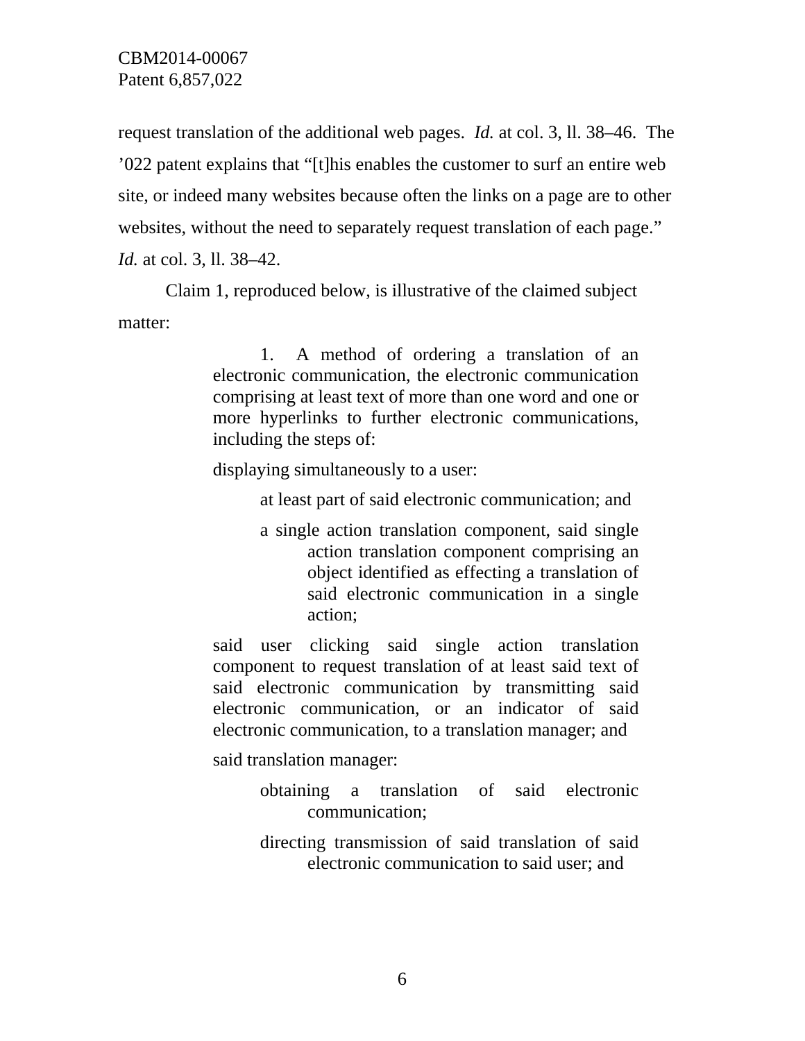request translation of the additional web pages. *Id.* at col. 3, ll. 38–46. The ’022 patent explains that “[t]his enables the customer to surf an entire web site, or indeed many websites because often the links on a page are to other websites, without the need to separately request translation of each page.” *Id.* at col. 3, ll. 38–42.

Claim 1, reproduced below, is illustrative of the claimed subject matter:

> 1. A method of ordering a translation of an electronic communication, the electronic communication comprising at least text of more than one word and one or more hyperlinks to further electronic communications, including the steps of:
>
> displaying simultaneously to a user:
>
> at least part of said electronic communication; and
>
> a single action translation component, said single action translation component comprising an object identified as effecting a translation of said electronic communication in a single action;
>
> said user clicking said single action translation component to request translation of at least said text of said electronic communication by transmitting said electronic communication, or an indicator of said electronic communication, to a translation manager; and
>
> said translation manager:
>
> obtaining a translation of said electronic communication;
>
> directing transmission of said translation of said electronic communication to said user; and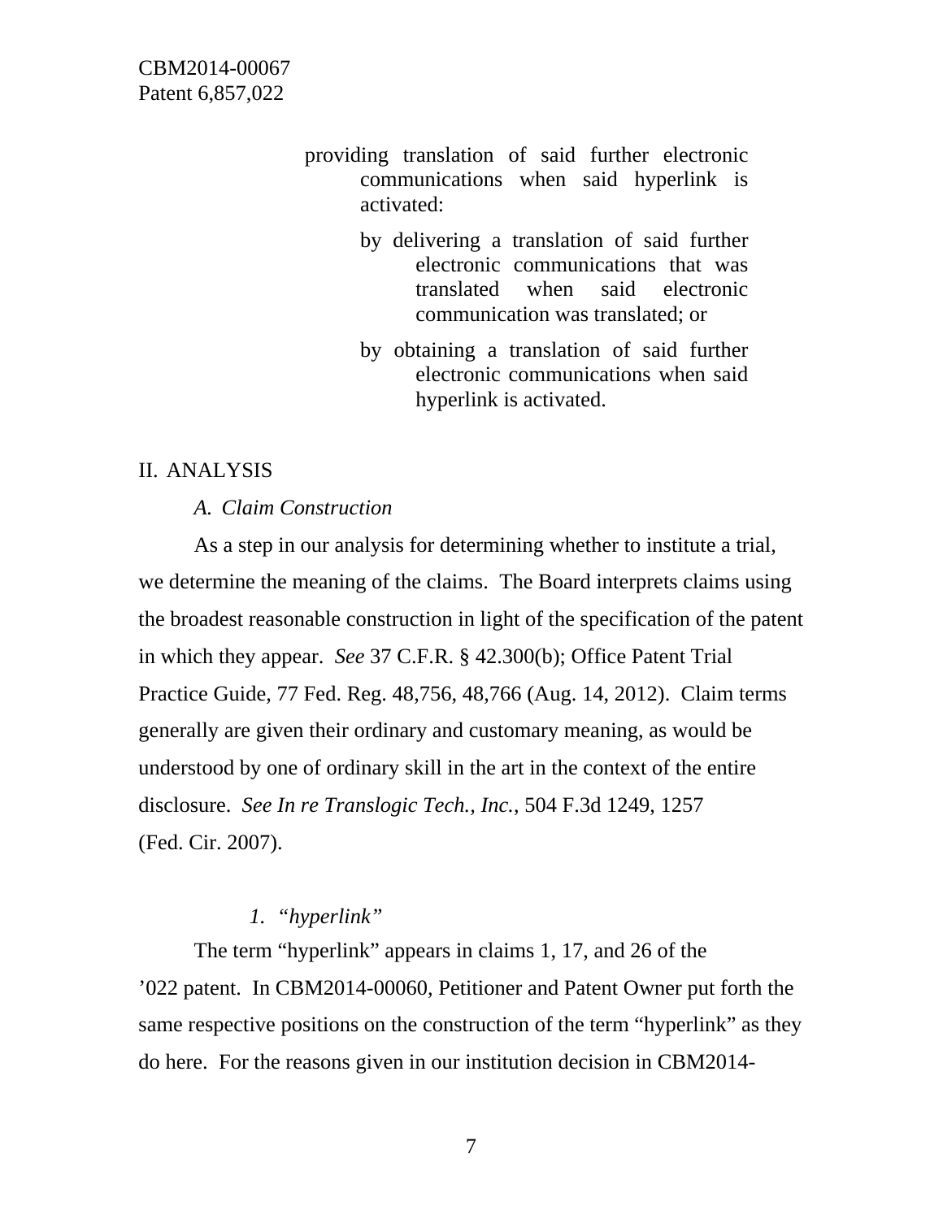> providing translation of said further electronic communications when said hyperlink is activated:
>
> > by delivering a translation of said further electronic communications that was translated when said electronic communication was translated; or
> >
> > by obtaining a translation of said further electronic communications when said hyperlink is activated.

## II. ANALYSIS

### *A. Claim Construction*

As a step in our analysis for determining whether to institute a trial, we determine the meaning of the claims. The Board interprets claims using the broadest reasonable construction in light of the specification of the patent in which they appear. *See* 37 C.F.R. § 42.300(b); Office Patent Trial Practice Guide, 77 Fed. Reg. 48,756, 48,766 (Aug. 14, 2012). Claim terms generally are given their ordinary and customary meaning, as would be understood by one of ordinary skill in the art in the context of the entire disclosure. *See In re Translogic Tech., Inc.*, 504 F.3d 1249, 1257 (Fed. Cir. 2007).

#### *1. "hyperlink"*

The term "hyperlink" appears in claims 1, 17, and 26 of the '022 patent. In CBM2014-00060, Petitioner and Patent Owner put forth the same respective positions on the construction of the term "hyperlink" as they do here. For the reasons given in our institution decision in CBM2014-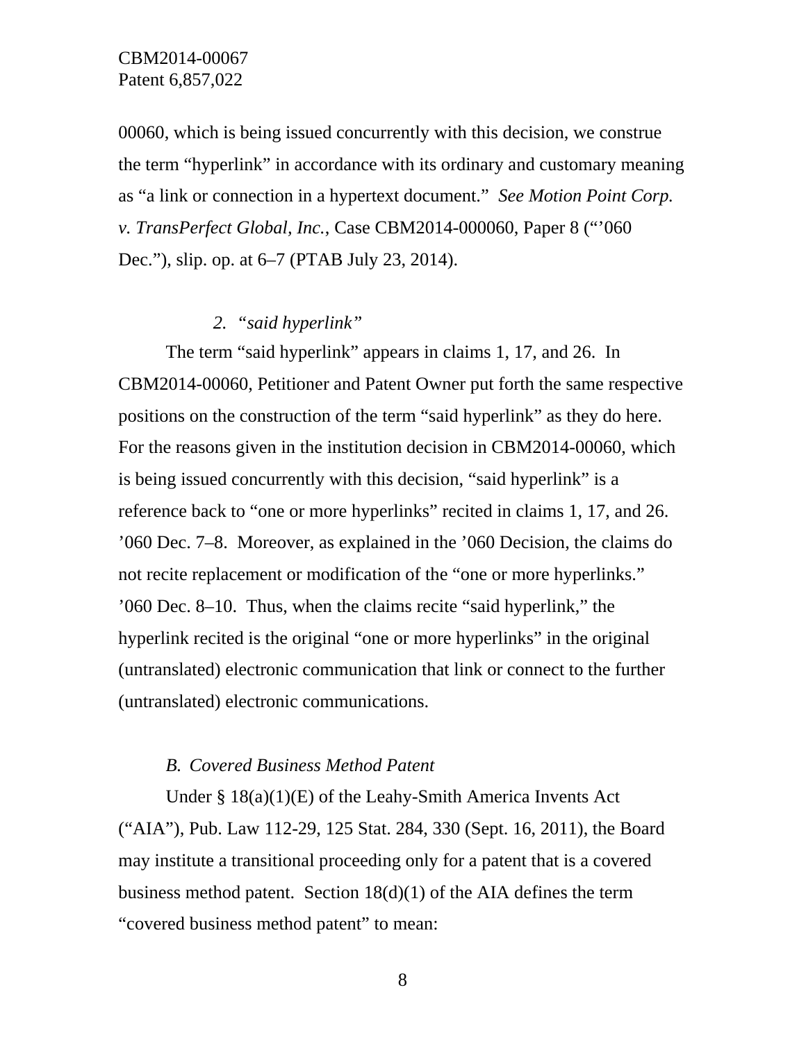00060, which is being issued concurrently with this decision, we construe the term "hyperlink" in accordance with its ordinary and customary meaning as "a link or connection in a hypertext document." *See Motion Point Corp. v. TransPerfect Global, Inc.*, Case CBM2014-000060, Paper 8 ("'060 Dec."), slip. op. at 6–7 (PTAB July 23, 2014).

#### 2. *"said hyperlink"*

The term "said hyperlink" appears in claims 1, 17, and 26. In CBM2014-00060, Petitioner and Patent Owner put forth the same respective positions on the construction of the term "said hyperlink" as they do here. For the reasons given in the institution decision in CBM2014-00060, which is being issued concurrently with this decision, "said hyperlink" is a reference back to "one or more hyperlinks" recited in claims 1, 17, and 26. '060 Dec. 7–8. Moreover, as explained in the '060 Decision, the claims do not recite replacement or modification of the "one or more hyperlinks." '060 Dec. 8–10. Thus, when the claims recite "said hyperlink," the hyperlink recited is the original "one or more hyperlinks" in the original (untranslated) electronic communication that link or connect to the further (untranslated) electronic communications.

### B. *Covered Business Method Patent*

Under § 18(a)(1)(E) of the Leahy-Smith America Invents Act ("AIA"), Pub. Law 112-29, 125 Stat. 284, 330 (Sept. 16, 2011), the Board may institute a transitional proceeding only for a patent that is a covered business method patent. Section 18(d)(1) of the AIA defines the term "covered business method patent" to mean: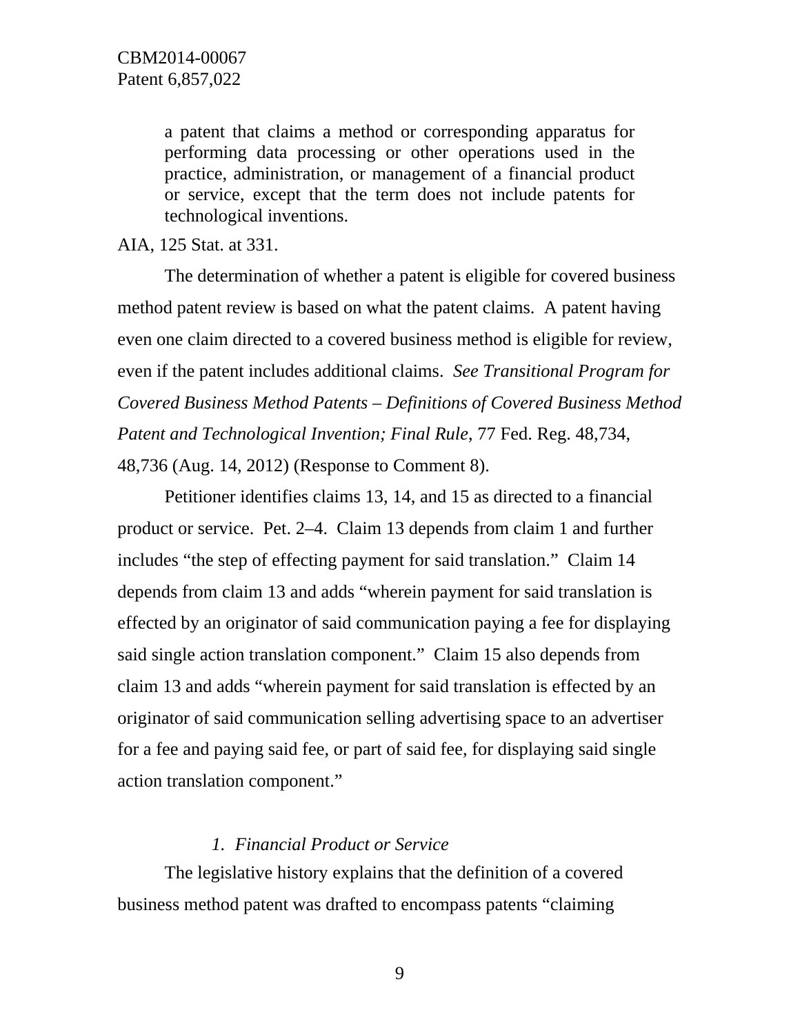> a patent that claims a method or corresponding apparatus for performing data processing or other operations used in the practice, administration, or management of a financial product or service, except that the term does not include patents for technological inventions.

AIA, 125 Stat. at 331.

The determination of whether a patent is eligible for covered business method patent review is based on what the patent claims. A patent having even one claim directed to a covered business method is eligible for review, even if the patent includes additional claims. *See Transitional Program for Covered Business Method Patents – Definitions of Covered Business Method Patent and Technological Invention; Final Rule*, 77 Fed. Reg. 48,734, 48,736 (Aug. 14, 2012) (Response to Comment 8).

Petitioner identifies claims 13, 14, and 15 as directed to a financial product or service. Pet. 2–4. Claim 13 depends from claim 1 and further includes "the step of effecting payment for said translation." Claim 14 depends from claim 13 and adds "wherein payment for said translation is effected by an originator of said communication paying a fee for displaying said single action translation component." Claim 15 also depends from claim 13 and adds "wherein payment for said translation is effected by an originator of said communication selling advertising space to an advertiser for a fee and paying said fee, or part of said fee, for displaying said single action translation component."

*1. Financial Product or Service*

The legislative history explains that the definition of a covered business method patent was drafted to encompass patents "claiming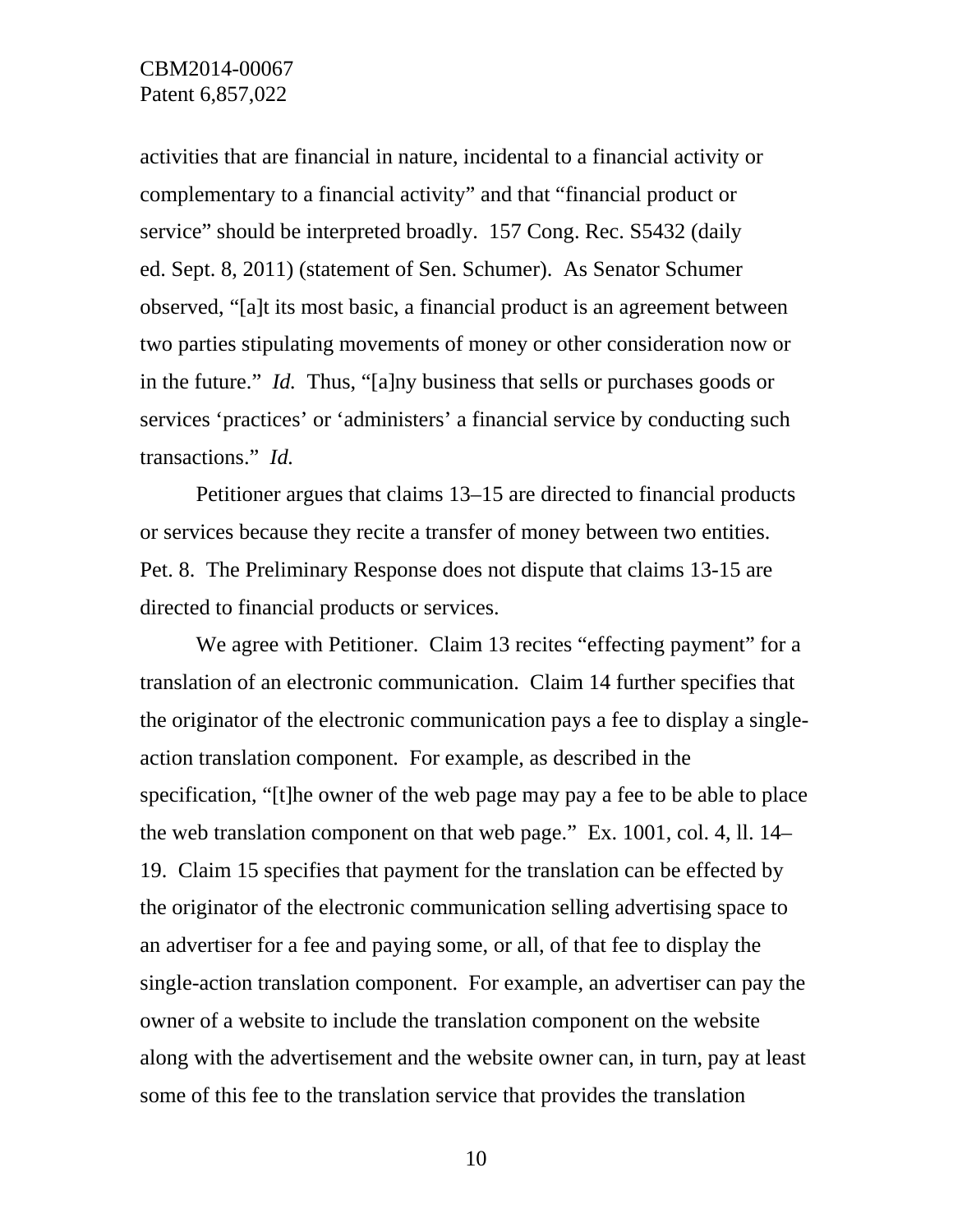activities that are financial in nature, incidental to a financial activity or complementary to a financial activity" and that "financial product or service" should be interpreted broadly. 157 Cong. Rec. S5432 (daily ed. Sept. 8, 2011) (statement of Sen. Schumer). As Senator Schumer observed, "[a]t its most basic, a financial product is an agreement between two parties stipulating movements of money or other consideration now or in the future." *Id.* Thus, "[a]ny business that sells or purchases goods or services 'practices' or 'administers' a financial service by conducting such transactions." *Id.*

Petitioner argues that claims 13–15 are directed to financial products or services because they recite a transfer of money between two entities. Pet. 8. The Preliminary Response does not dispute that claims 13-15 are directed to financial products or services.

We agree with Petitioner. Claim 13 recites "effecting payment" for a translation of an electronic communication. Claim 14 further specifies that the originator of the electronic communication pays a fee to display a single-action translation component. For example, as described in the specification, "[t]he owner of the web page may pay a fee to be able to place the web translation component on that web page." Ex. 1001, col. 4, ll. 14–19. Claim 15 specifies that payment for the translation can be effected by the originator of the electronic communication selling advertising space to an advertiser for a fee and paying some, or all, of that fee to display the single-action translation component. For example, an advertiser can pay the owner of a website to include the translation component on the website along with the advertisement and the website owner can, in turn, pay at least some of this fee to the translation service that provides the translation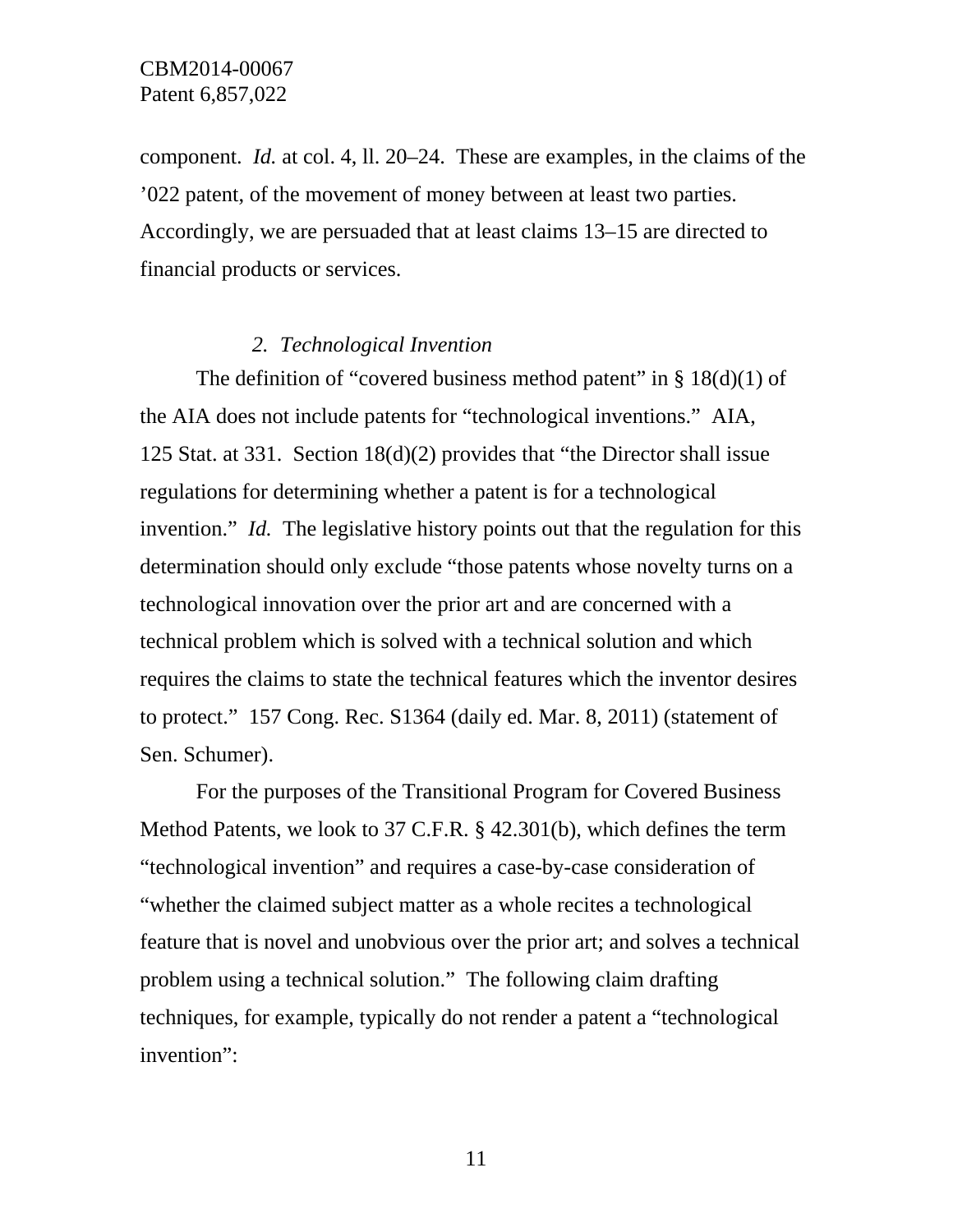component. *Id.* at col. 4, ll. 20–24. These are examples, in the claims of the ’022 patent, of the movement of money between at least two parties. Accordingly, we are persuaded that at least claims 13–15 are directed to financial products or services.

### *2. Technological Invention*

The definition of “covered business method patent” in § 18(d)(1) of the AIA does not include patents for “technological inventions.” AIA, 125 Stat. at 331. Section 18(d)(2) provides that “the Director shall issue regulations for determining whether a patent is for a technological invention.” *Id.* The legislative history points out that the regulation for this determination should only exclude “those patents whose novelty turns on a technological innovation over the prior art and are concerned with a technical problem which is solved with a technical solution and which requires the claims to state the technical features which the inventor desires to protect.” 157 Cong. Rec. S1364 (daily ed. Mar. 8, 2011) (statement of Sen. Schumer).

For the purposes of the Transitional Program for Covered Business Method Patents, we look to 37 C.F.R. § 42.301(b), which defines the term “technological invention” and requires a case-by-case consideration of “whether the claimed subject matter as a whole recites a technological feature that is novel and unobvious over the prior art; and solves a technical problem using a technical solution.” The following claim drafting techniques, for example, typically do not render a patent a “technological invention”: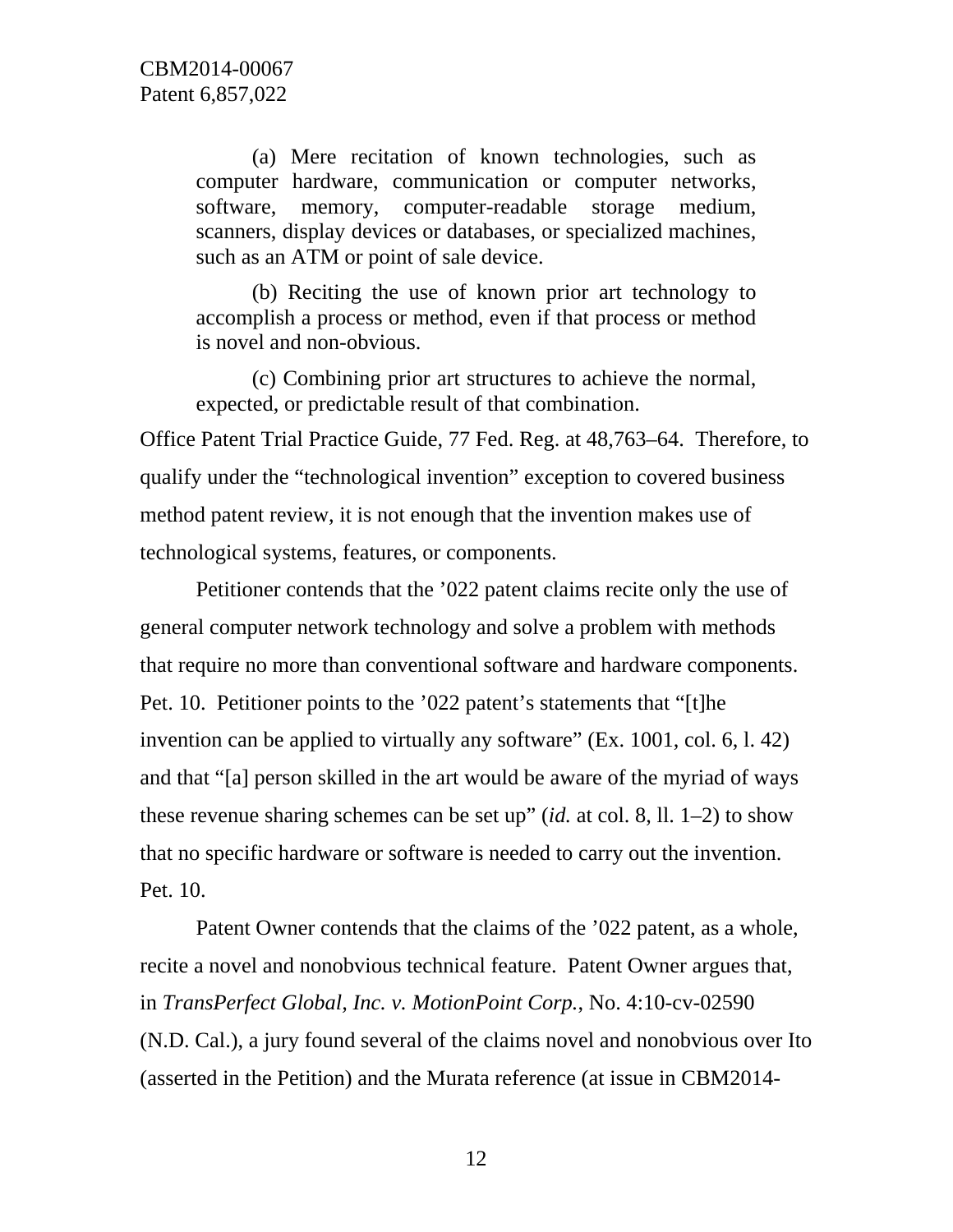> (a) Mere recitation of known technologies, such as computer hardware, communication or computer networks, software, memory, computer-readable storage medium, scanners, display devices or databases, or specialized machines, such as an ATM or point of sale device.
>
> (b) Reciting the use of known prior art technology to accomplish a process or method, even if that process or method is novel and non-obvious.
>
> (c) Combining prior art structures to achieve the normal, expected, or predictable result of that combination.

Office Patent Trial Practice Guide, 77 Fed. Reg. at 48,763–64. Therefore, to qualify under the "technological invention" exception to covered business method patent review, it is not enough that the invention makes use of technological systems, features, or components.

Petitioner contends that the '022 patent claims recite only the use of general computer network technology and solve a problem with methods that require no more than conventional software and hardware components. Pet. 10. Petitioner points to the '022 patent's statements that "[t]he invention can be applied to virtually any software" (Ex. 1001, col. 6, l. 42) and that "[a] person skilled in the art would be aware of the myriad of ways these revenue sharing schemes can be set up" (*id.* at col. 8, ll. 1–2) to show that no specific hardware or software is needed to carry out the invention. Pet. 10.

Patent Owner contends that the claims of the '022 patent, as a whole, recite a novel and nonobvious technical feature. Patent Owner argues that, in *TransPerfect Global, Inc. v. MotionPoint Corp.*, No. 4:10-cv-02590 (N.D. Cal.), a jury found several of the claims novel and nonobvious over Ito (asserted in the Petition) and the Murata reference (at issue in CBM2014-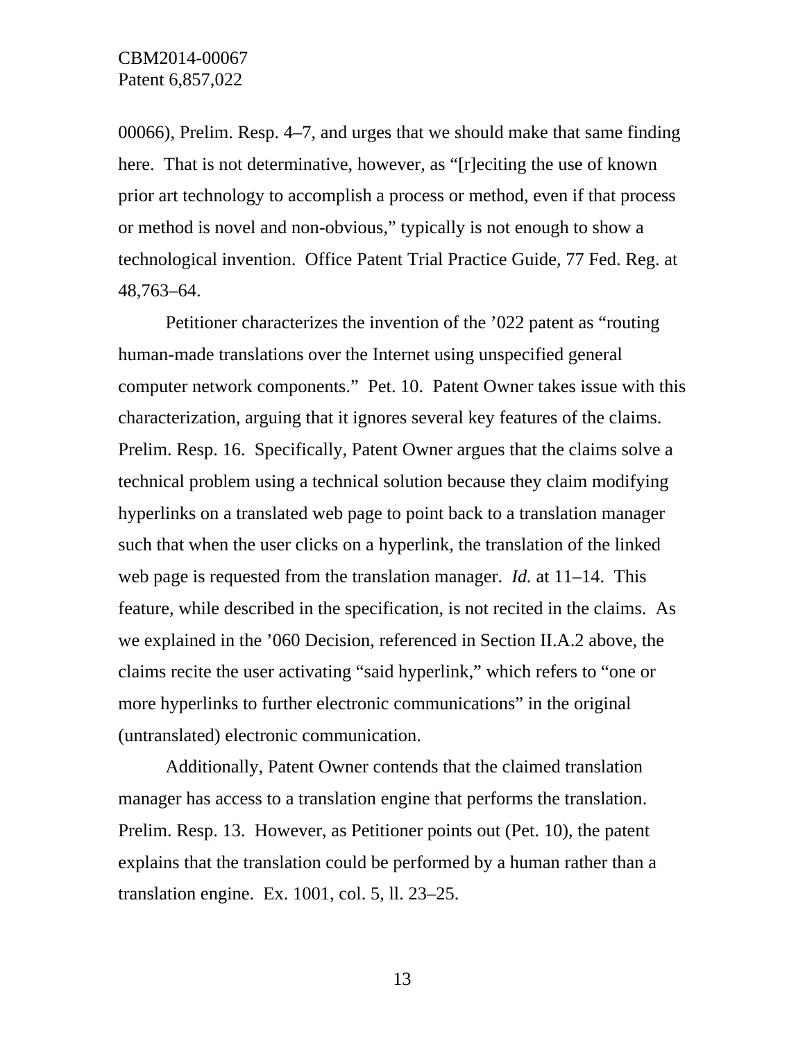00066), Prelim. Resp. 4–7, and urges that we should make that same finding here. That is not determinative, however, as "[r]eciting the use of known prior art technology to accomplish a process or method, even if that process or method is novel and non-obvious," typically is not enough to show a technological invention. Office Patent Trial Practice Guide, 77 Fed. Reg. at 48,763–64.

Petitioner characterizes the invention of the '022 patent as "routing human-made translations over the Internet using unspecified general computer network components." Pet. 10. Patent Owner takes issue with this characterization, arguing that it ignores several key features of the claims. Prelim. Resp. 16. Specifically, Patent Owner argues that the claims solve a technical problem using a technical solution because they claim modifying hyperlinks on a translated web page to point back to a translation manager such that when the user clicks on a hyperlink, the translation of the linked web page is requested from the translation manager. *Id.* at 11–14. This feature, while described in the specification, is not recited in the claims. As we explained in the '060 Decision, referenced in Section II.A.2 above, the claims recite the user activating "said hyperlink," which refers to "one or more hyperlinks to further electronic communications" in the original (untranslated) electronic communication.

Additionally, Patent Owner contends that the claimed translation manager has access to a translation engine that performs the translation. Prelim. Resp. 13. However, as Petitioner points out (Pet. 10), the patent explains that the translation could be performed by a human rather than a translation engine. Ex. 1001, col. 5, ll. 23–25.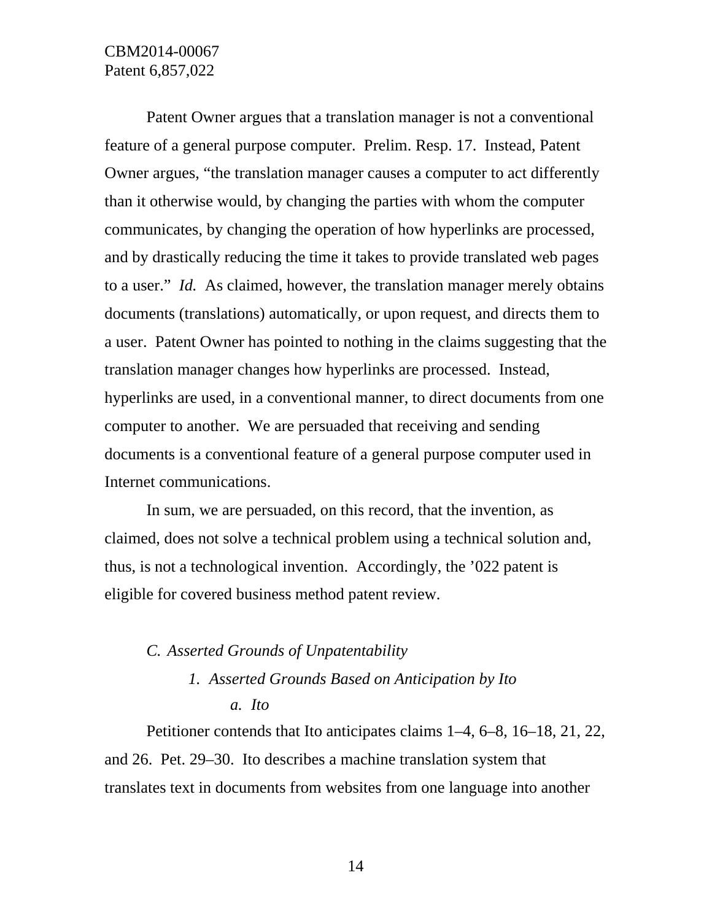Patent Owner argues that a translation manager is not a conventional feature of a general purpose computer. Prelim. Resp. 17. Instead, Patent Owner argues, "the translation manager causes a computer to act differently than it otherwise would, by changing the parties with whom the computer communicates, by changing the operation of how hyperlinks are processed, and by drastically reducing the time it takes to provide translated web pages to a user." *Id.* As claimed, however, the translation manager merely obtains documents (translations) automatically, or upon request, and directs them to a user. Patent Owner has pointed to nothing in the claims suggesting that the translation manager changes how hyperlinks are processed. Instead, hyperlinks are used, in a conventional manner, to direct documents from one computer to another. We are persuaded that receiving and sending documents is a conventional feature of a general purpose computer used in Internet communications.

In sum, we are persuaded, on this record, that the invention, as claimed, does not solve a technical problem using a technical solution and, thus, is not a technological invention. Accordingly, the '022 patent is eligible for covered business method patent review.

### *C. Asserted Grounds of Unpatentability*

#### *1. Asserted Grounds Based on Anticipation by Ito*

##### *a. Ito*

Petitioner contends that Ito anticipates claims 1–4, 6–8, 16–18, 21, 22, and 26. Pet. 29–30. Ito describes a machine translation system that translates text in documents from websites from one language into another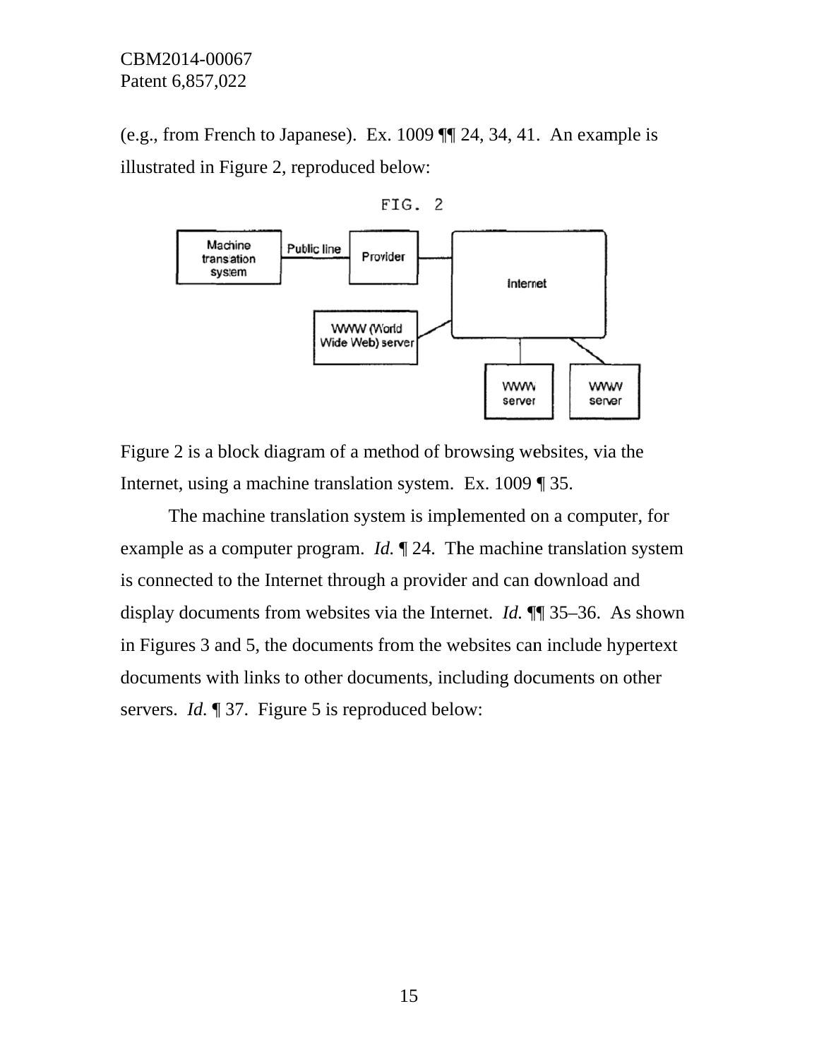(e.g., from French to Japanese). Ex. 1009 ¶¶ 24, 34, 41. An example is illustrated in Figure 2, reproduced below:

Figure 2 is a block diagram of a method of browsing websites, via the Internet, using a machine translation system. Ex. 1009 ¶ 35.

The machine translation system is implemented on a computer, for example as a computer program. *Id.* ¶ 24. The machine translation system is connected to the Internet through a provider and can download and display documents from websites via the Internet. *Id.* ¶¶ 35–36. As shown in Figures 3 and 5, the documents from the websites can include hypertext documents with links to other documents, including documents on other servers. *Id.* ¶ 37. Figure 5 is reproduced below: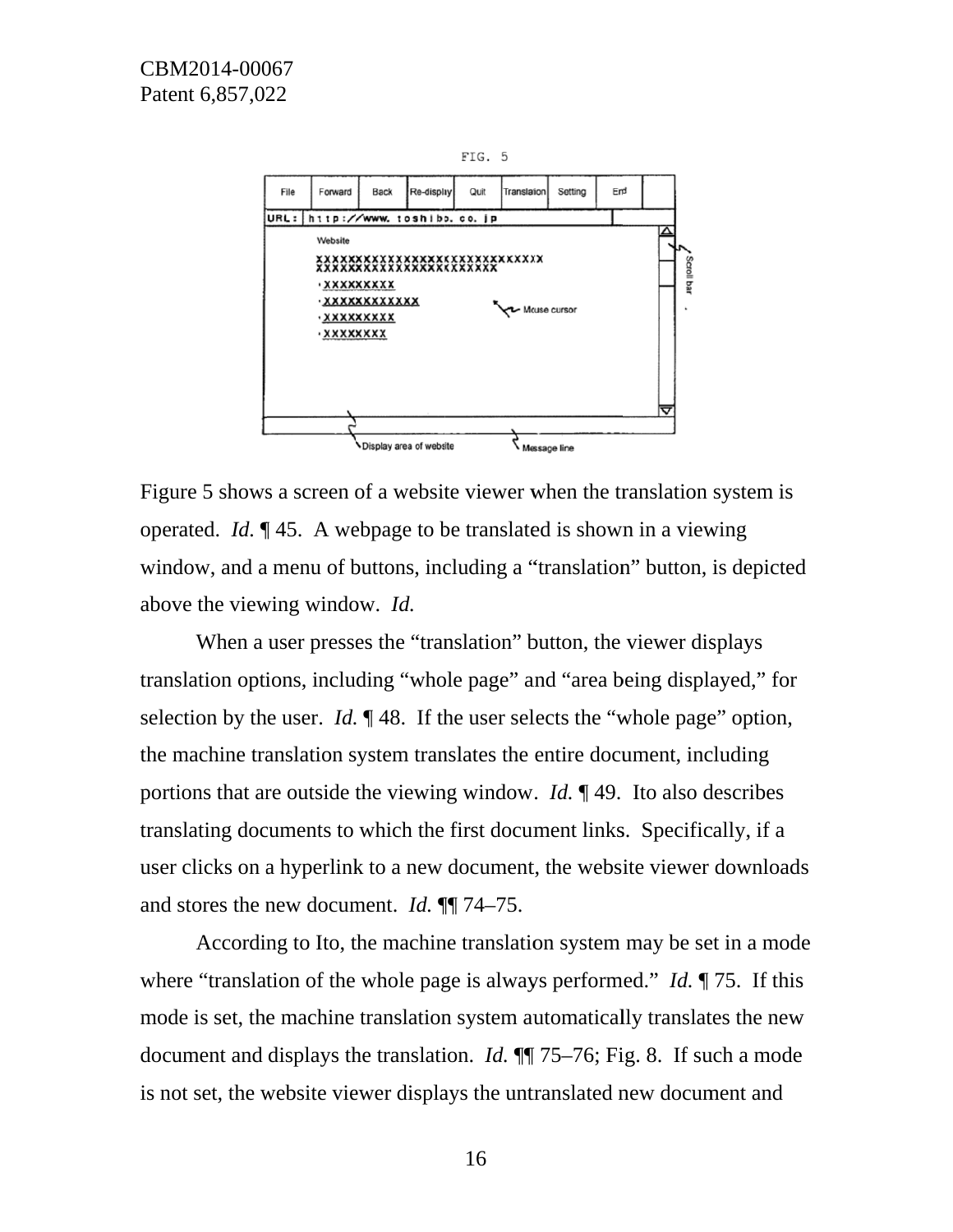FIG. 5

Figure 5 shows a screen of a website viewer when the translation system is operated. *Id.* ¶ 45. A webpage to be translated is shown in a viewing window, and a menu of buttons, including a "translation" button, is depicted above the viewing window. *Id.*

When a user presses the "translation" button, the viewer displays translation options, including "whole page" and "area being displayed," for selection by the user. *Id.* ¶ 48. If the user selects the "whole page" option, the machine translation system translates the entire document, including portions that are outside the viewing window. *Id.* ¶ 49. Ito also describes translating documents to which the first document links. Specifically, if a user clicks on a hyperlink to a new document, the website viewer downloads and stores the new document. *Id.* ¶¶ 74–75.

According to Ito, the machine translation system may be set in a mode where "translation of the whole page is always performed." *Id.* ¶ 75. If this mode is set, the machine translation system automatically translates the new document and displays the translation. *Id.* ¶¶ 75–76; Fig. 8. If such a mode is not set, the website viewer displays the untranslated new document and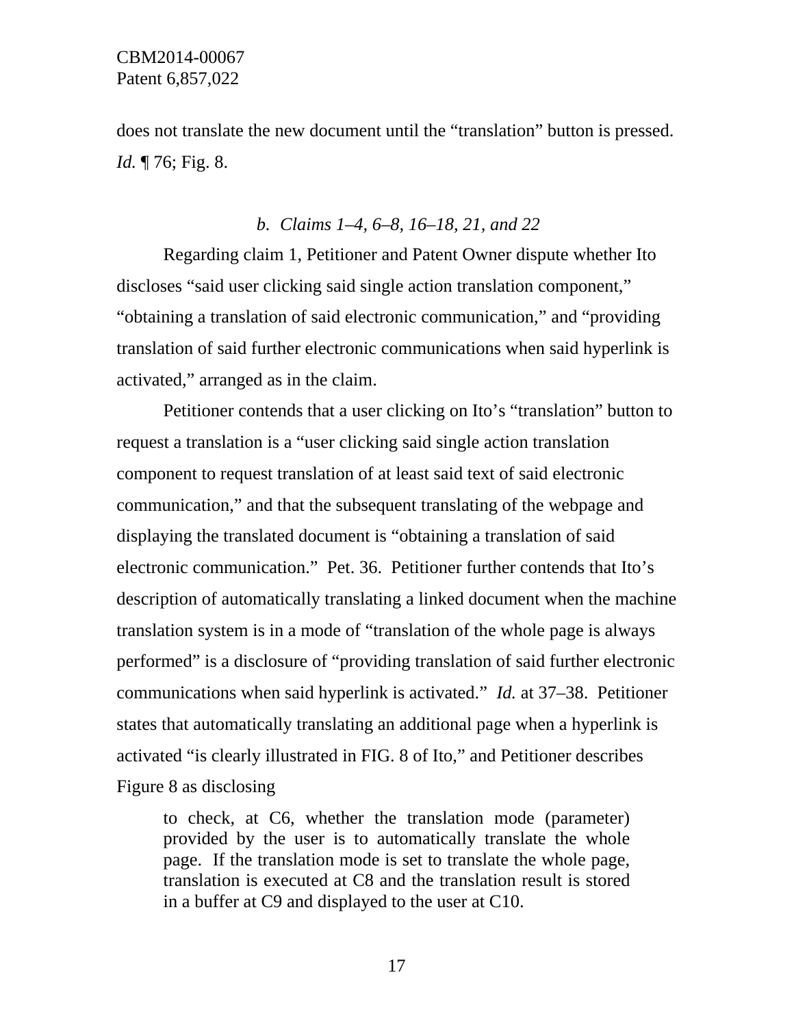does not translate the new document until the "translation" button is pressed. *Id.* ¶ 76; Fig. 8.

### *b. Claims 1–4, 6–8, 16–18, 21, and 22*

Regarding claim 1, Petitioner and Patent Owner dispute whether Ito discloses "said user clicking said single action translation component," "obtaining a translation of said electronic communication," and "providing translation of said further electronic communications when said hyperlink is activated," arranged as in the claim.

Petitioner contends that a user clicking on Ito's "translation" button to request a translation is a "user clicking said single action translation component to request translation of at least said text of said electronic communication," and that the subsequent translating of the webpage and displaying the translated document is "obtaining a translation of said electronic communication." Pet. 36. Petitioner further contends that Ito's description of automatically translating a linked document when the machine translation system is in a mode of "translation of the whole page is always performed" is a disclosure of "providing translation of said further electronic communications when said hyperlink is activated." *Id.* at 37–38. Petitioner states that automatically translating an additional page when a hyperlink is activated "is clearly illustrated in FIG. 8 of Ito," and Petitioner describes Figure 8 as disclosing

> to check, at C6, whether the translation mode (parameter) provided by the user is to automatically translate the whole page. If the translation mode is set to translate the whole page, translation is executed at C8 and the translation result is stored in a buffer at C9 and displayed to the user at C10.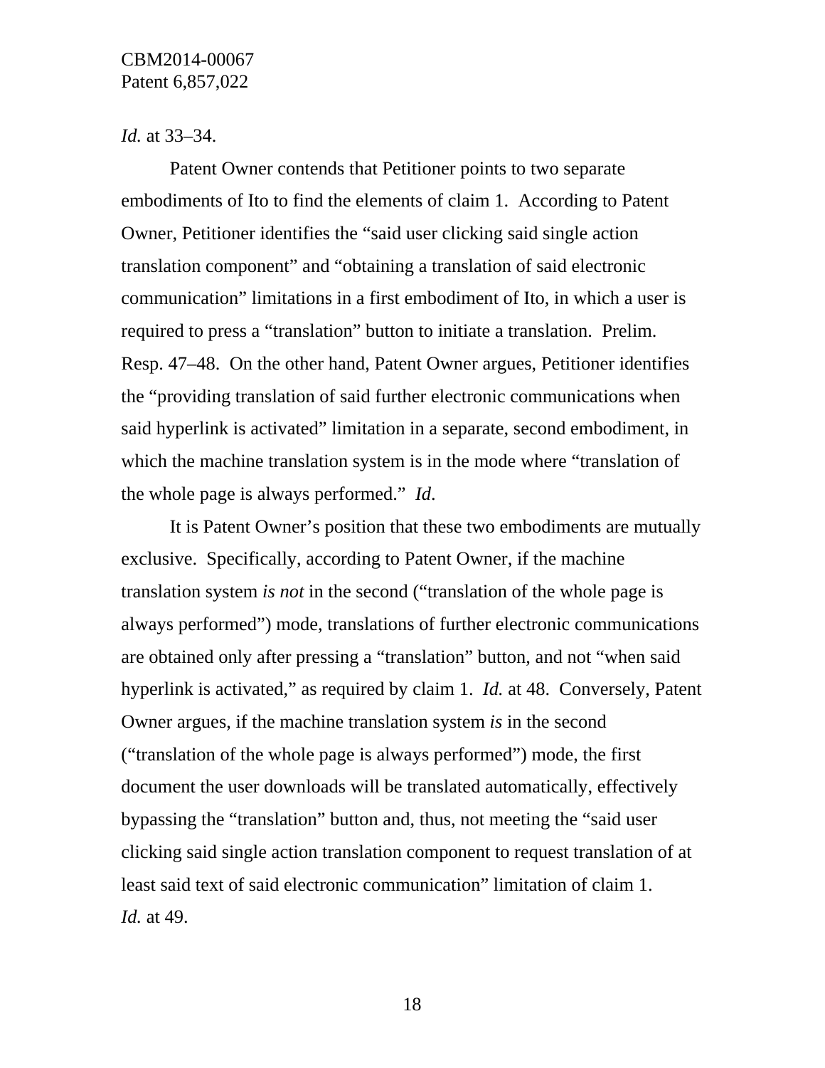*Id.* at 33–34.

Patent Owner contends that Petitioner points to two separate embodiments of Ito to find the elements of claim 1. According to Patent Owner, Petitioner identifies the "said user clicking said single action translation component" and "obtaining a translation of said electronic communication" limitations in a first embodiment of Ito, in which a user is required to press a "translation" button to initiate a translation. Prelim. Resp. 47–48. On the other hand, Patent Owner argues, Petitioner identifies the "providing translation of said further electronic communications when said hyperlink is activated" limitation in a separate, second embodiment, in which the machine translation system is in the mode where "translation of the whole page is always performed." *Id*.

It is Patent Owner's position that these two embodiments are mutually exclusive. Specifically, according to Patent Owner, if the machine translation system *is not* in the second ("translation of the whole page is always performed") mode, translations of further electronic communications are obtained only after pressing a "translation" button, and not "when said hyperlink is activated," as required by claim 1. *Id.* at 48. Conversely, Patent Owner argues, if the machine translation system *is* in the second ("translation of the whole page is always performed") mode, the first document the user downloads will be translated automatically, effectively bypassing the "translation" button and, thus, not meeting the "said user clicking said single action translation component to request translation of at least said text of said electronic communication" limitation of claim 1. *Id.* at 49.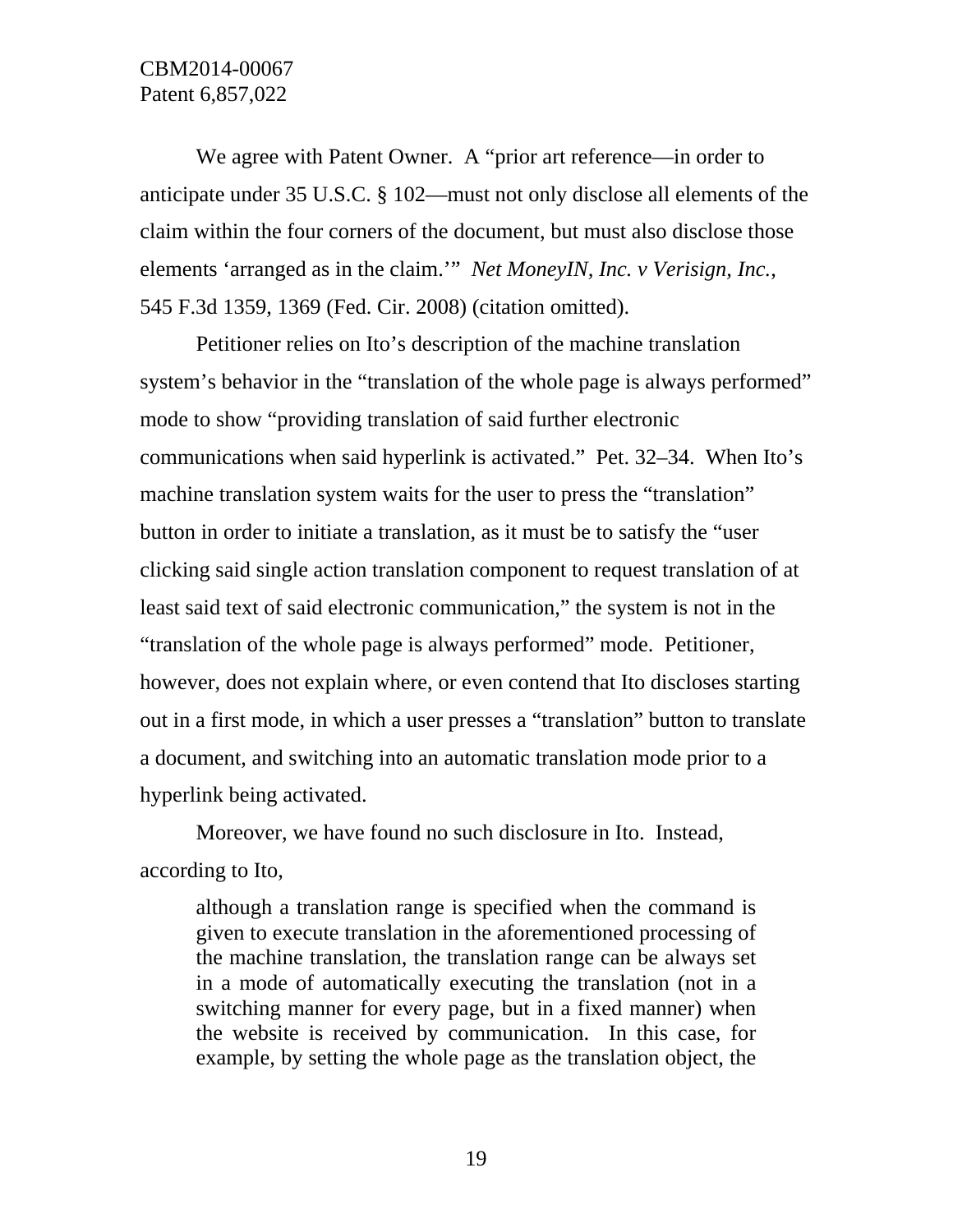We agree with Patent Owner. A "prior art reference—in order to anticipate under 35 U.S.C. § 102—must not only disclose all elements of the claim within the four corners of the document, but must also disclose those elements 'arranged as in the claim.'" *Net MoneyIN, Inc. v Verisign, Inc.*, 545 F.3d 1359, 1369 (Fed. Cir. 2008) (citation omitted).

Petitioner relies on Ito's description of the machine translation system's behavior in the "translation of the whole page is always performed" mode to show "providing translation of said further electronic communications when said hyperlink is activated." Pet. 32–34. When Ito's machine translation system waits for the user to press the "translation" button in order to initiate a translation, as it must be to satisfy the "user clicking said single action translation component to request translation of at least said text of said electronic communication," the system is not in the "translation of the whole page is always performed" mode. Petitioner, however, does not explain where, or even contend that Ito discloses starting out in a first mode, in which a user presses a "translation" button to translate a document, and switching into an automatic translation mode prior to a hyperlink being activated.

Moreover, we have found no such disclosure in Ito. Instead, according to Ito,

> although a translation range is specified when the command is given to execute translation in the aforementioned processing of the machine translation, the translation range can be always set in a mode of automatically executing the translation (not in a switching manner for every page, but in a fixed manner) when the website is received by communication. In this case, for example, by setting the whole page as the translation object, the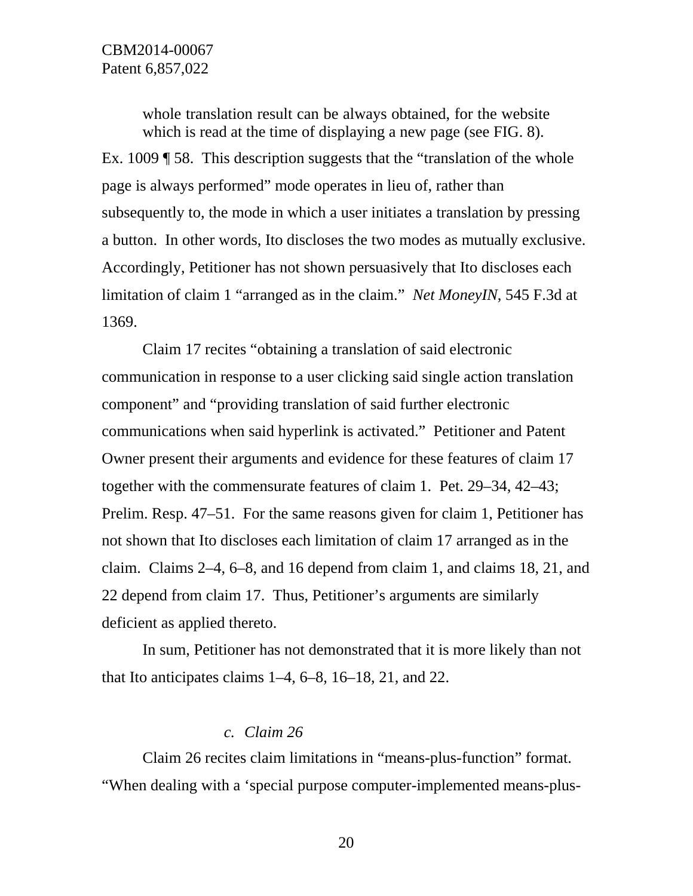> whole translation result can be always obtained, for the website which is read at the time of displaying a new page (see FIG. 8).

Ex. 1009 ¶ 58. This description suggests that the "translation of the whole page is always performed" mode operates in lieu of, rather than subsequently to, the mode in which a user initiates a translation by pressing a button. In other words, Ito discloses the two modes as mutually exclusive. Accordingly, Petitioner has not shown persuasively that Ito discloses each limitation of claim 1 "arranged as in the claim." *Net MoneyIN*, 545 F.3d at 1369.

Claim 17 recites "obtaining a translation of said electronic communication in response to a user clicking said single action translation component" and "providing translation of said further electronic communications when said hyperlink is activated." Petitioner and Patent Owner present their arguments and evidence for these features of claim 17 together with the commensurate features of claim 1. Pet. 29–34, 42–43; Prelim. Resp. 47–51. For the same reasons given for claim 1, Petitioner has not shown that Ito discloses each limitation of claim 17 arranged as in the claim. Claims 2–4, 6–8, and 16 depend from claim 1, and claims 18, 21, and 22 depend from claim 17. Thus, Petitioner's arguments are similarly deficient as applied thereto.

In sum, Petitioner has not demonstrated that it is more likely than not that Ito anticipates claims 1–4, 6–8, 16–18, 21, and 22.

*c. Claim 26*

Claim 26 recites claim limitations in "means-plus-function" format. "When dealing with a 'special purpose computer-implemented means-plus-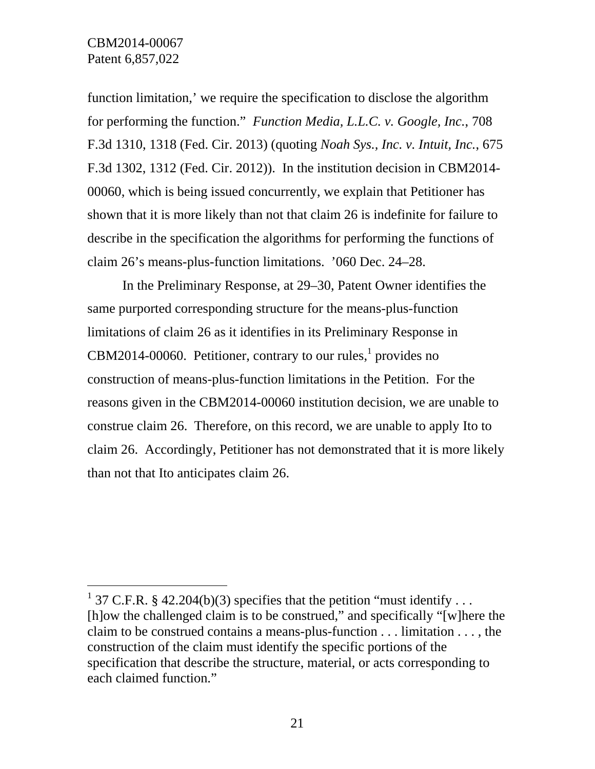function limitation,' we require the specification to disclose the algorithm for performing the function." *Function Media, L.L.C. v. Google, Inc.*, 708 F.3d 1310, 1318 (Fed. Cir. 2013) (quoting *Noah Sys., Inc. v. Intuit, Inc.*, 675 F.3d 1302, 1312 (Fed. Cir. 2012)). In the institution decision in CBM2014-00060, which is being issued concurrently, we explain that Petitioner has shown that it is more likely than not that claim 26 is indefinite for failure to describe in the specification the algorithms for performing the functions of claim 26's means-plus-function limitations. '060 Dec. 24–28.

In the Preliminary Response, at 29–30, Patent Owner identifies the same purported corresponding structure for the means-plus-function limitations of claim 26 as it identifies in its Preliminary Response in CBM2014-00060. Petitioner, contrary to our rules,[1] provides no construction of means-plus-function limitations in the Petition. For the reasons given in the CBM2014-00060 institution decision, we are unable to construe claim 26. Therefore, on this record, we are unable to apply Ito to claim 26. Accordingly, Petitioner has not demonstrated that it is more likely than not that Ito anticipates claim 26.

---

[1] 37 C.F.R. § 42.204(b)(3) specifies that the petition "must identify . . . [h]ow the challenged claim is to be construed," and specifically "[w]here the claim to be construed contains a means-plus-function . . . limitation . . . , the construction of the claim must identify the specific portions of the specification that describe the structure, material, or acts corresponding to each claimed function."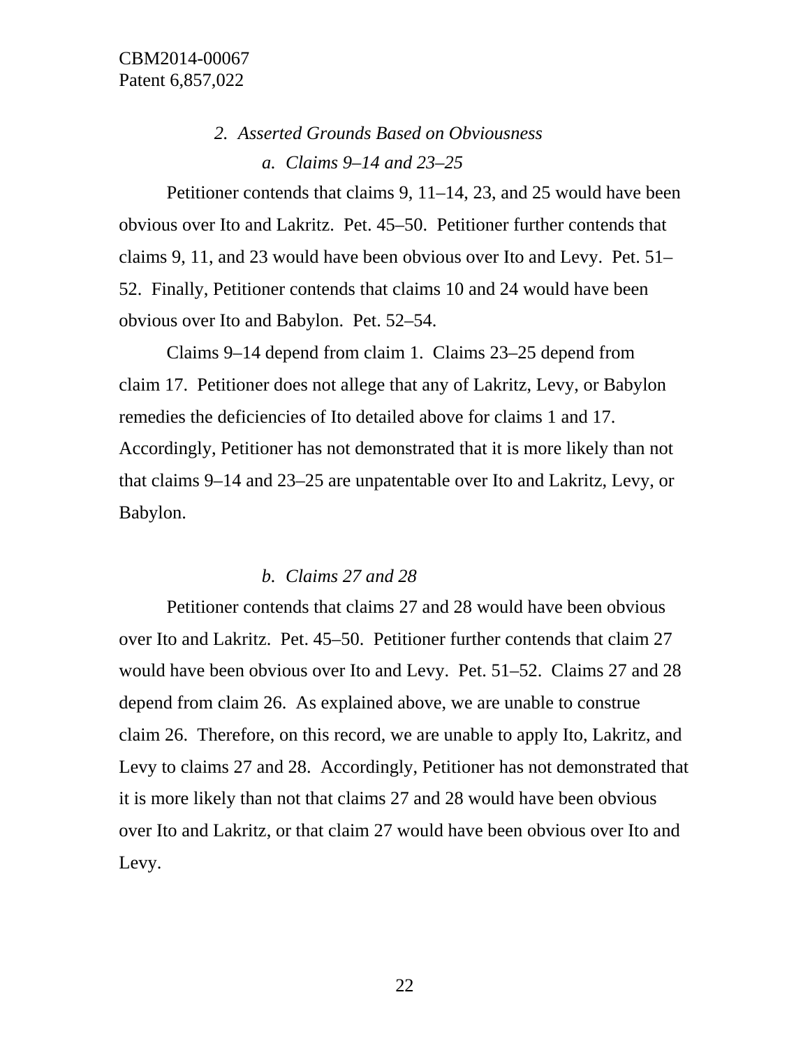### *2. Asserted Grounds Based on Obviousness*

#### *a. Claims 9–14 and 23–25*

Petitioner contends that claims 9, 11–14, 23, and 25 would have been obvious over Ito and Lakritz. Pet. 45–50. Petitioner further contends that claims 9, 11, and 23 would have been obvious over Ito and Levy. Pet. 51–52. Finally, Petitioner contends that claims 10 and 24 would have been obvious over Ito and Babylon. Pet. 52–54.

Claims 9–14 depend from claim 1. Claims 23–25 depend from claim 17. Petitioner does not allege that any of Lakritz, Levy, or Babylon remedies the deficiencies of Ito detailed above for claims 1 and 17. Accordingly, Petitioner has not demonstrated that it is more likely than not that claims 9–14 and 23–25 are unpatentable over Ito and Lakritz, Levy, or Babylon.

#### *b. Claims 27 and 28*

Petitioner contends that claims 27 and 28 would have been obvious over Ito and Lakritz. Pet. 45–50. Petitioner further contends that claim 27 would have been obvious over Ito and Levy. Pet. 51–52. Claims 27 and 28 depend from claim 26. As explained above, we are unable to construe claim 26. Therefore, on this record, we are unable to apply Ito, Lakritz, and Levy to claims 27 and 28. Accordingly, Petitioner has not demonstrated that it is more likely than not that claims 27 and 28 would have been obvious over Ito and Lakritz, or that claim 27 would have been obvious over Ito and Levy.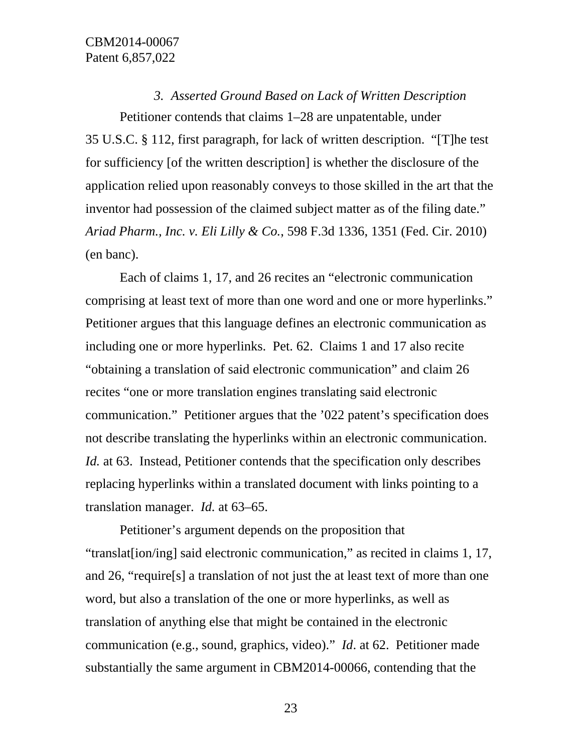### *3. Asserted Ground Based on Lack of Written Description*

Petitioner contends that claims 1–28 are unpatentable, under 35 U.S.C. § 112, first paragraph, for lack of written description. "[T]he test for sufficiency [of the written description] is whether the disclosure of the application relied upon reasonably conveys to those skilled in the art that the inventor had possession of the claimed subject matter as of the filing date." *Ariad Pharm., Inc. v. Eli Lilly & Co.*, 598 F.3d 1336, 1351 (Fed. Cir. 2010) (en banc).

Each of claims 1, 17, and 26 recites an "electronic communication comprising at least text of more than one word and one or more hyperlinks." Petitioner argues that this language defines an electronic communication as including one or more hyperlinks. Pet. 62. Claims 1 and 17 also recite "obtaining a translation of said electronic communication" and claim 26 recites "one or more translation engines translating said electronic communication." Petitioner argues that the '022 patent's specification does not describe translating the hyperlinks within an electronic communication. *Id.* at 63. Instead, Petitioner contends that the specification only describes replacing hyperlinks within a translated document with links pointing to a translation manager. *Id.* at 63–65.

Petitioner's argument depends on the proposition that "translat[ion/ing] said electronic communication," as recited in claims 1, 17, and 26, "require[s] a translation of not just the at least text of more than one word, but also a translation of the one or more hyperlinks, as well as translation of anything else that might be contained in the electronic communication (e.g., sound, graphics, video)." *Id*. at 62. Petitioner made substantially the same argument in CBM2014-00066, contending that the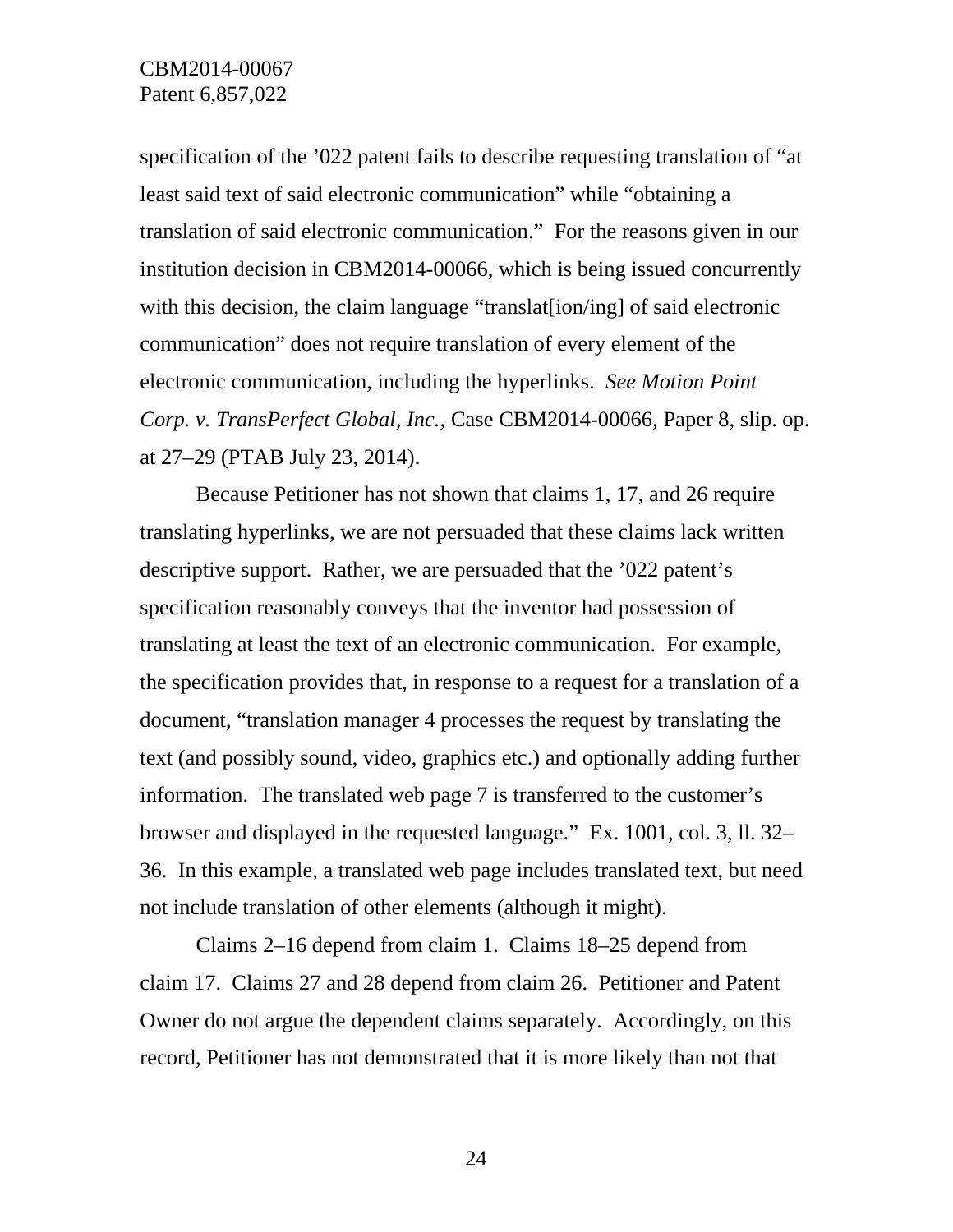specification of the ’022 patent fails to describe requesting translation of “at least said text of said electronic communication” while “obtaining a translation of said electronic communication.” For the reasons given in our institution decision in CBM2014-00066, which is being issued concurrently with this decision, the claim language “translat[ion/ing] of said electronic communication” does not require translation of every element of the electronic communication, including the hyperlinks. *See Motion Point Corp. v. TransPerfect Global, Inc.*, Case CBM2014-00066, Paper 8, slip. op. at 27–29 (PTAB July 23, 2014).

Because Petitioner has not shown that claims 1, 17, and 26 require translating hyperlinks, we are not persuaded that these claims lack written descriptive support. Rather, we are persuaded that the ’022 patent’s specification reasonably conveys that the inventor had possession of translating at least the text of an electronic communication. For example, the specification provides that, in response to a request for a translation of a document, “translation manager 4 processes the request by translating the text (and possibly sound, video, graphics etc.) and optionally adding further information. The translated web page 7 is transferred to the customer’s browser and displayed in the requested language.” Ex. 1001, col. 3, ll. 32–36. In this example, a translated web page includes translated text, but need not include translation of other elements (although it might).

Claims 2–16 depend from claim 1. Claims 18–25 depend from claim 17. Claims 27 and 28 depend from claim 26. Petitioner and Patent Owner do not argue the dependent claims separately. Accordingly, on this record, Petitioner has not demonstrated that it is more likely than not that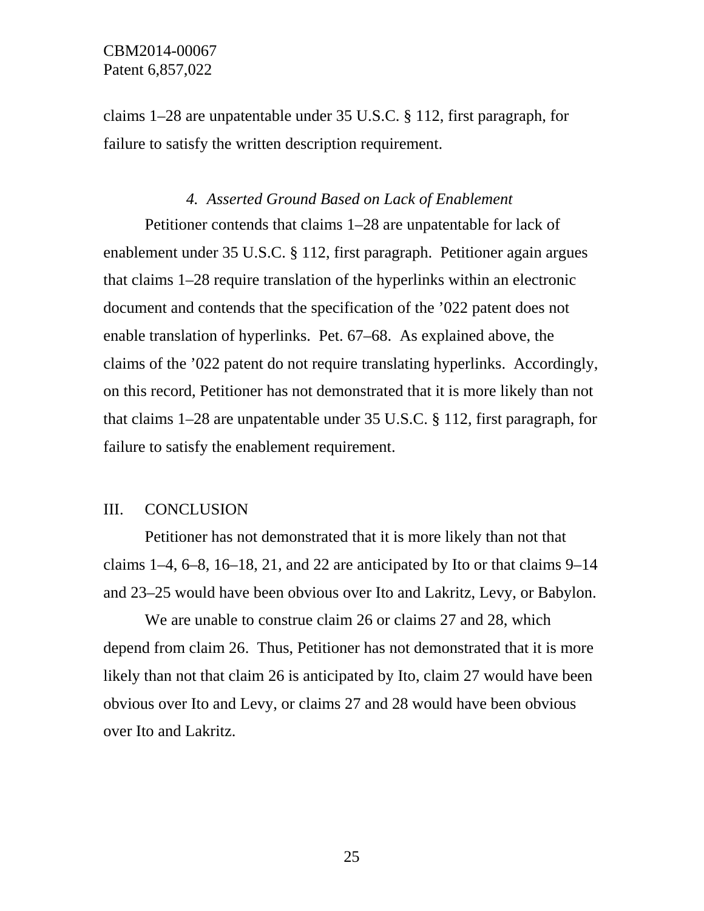claims 1–28 are unpatentable under 35 U.S.C. § 112, first paragraph, for failure to satisfy the written description requirement.

### *4. Asserted Ground Based on Lack of Enablement*

Petitioner contends that claims 1–28 are unpatentable for lack of enablement under 35 U.S.C. § 112, first paragraph. Petitioner again argues that claims 1–28 require translation of the hyperlinks within an electronic document and contends that the specification of the ’022 patent does not enable translation of hyperlinks. Pet. 67–68. As explained above, the claims of the ’022 patent do not require translating hyperlinks. Accordingly, on this record, Petitioner has not demonstrated that it is more likely than not that claims 1–28 are unpatentable under 35 U.S.C. § 112, first paragraph, for failure to satisfy the enablement requirement.

## III. CONCLUSION

Petitioner has not demonstrated that it is more likely than not that claims 1–4, 6–8, 16–18, 21, and 22 are anticipated by Ito or that claims 9–14 and 23–25 would have been obvious over Ito and Lakritz, Levy, or Babylon.

We are unable to construe claim 26 or claims 27 and 28, which depend from claim 26. Thus, Petitioner has not demonstrated that it is more likely than not that claim 26 is anticipated by Ito, claim 27 would have been obvious over Ito and Levy, or claims 27 and 28 would have been obvious over Ito and Lakritz.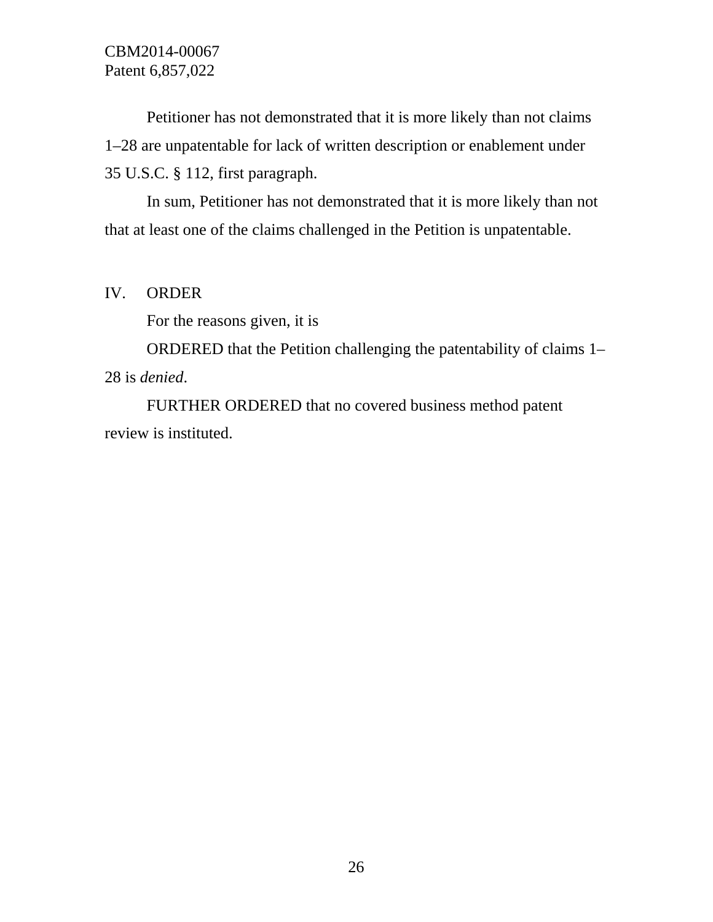Petitioner has not demonstrated that it is more likely than not claims 1–28 are unpatentable for lack of written description or enablement under 35 U.S.C. § 112, first paragraph.

In sum, Petitioner has not demonstrated that it is more likely than not that at least one of the claims challenged in the Petition is unpatentable.

## IV. ORDER

For the reasons given, it is

ORDERED that the Petition challenging the patentability of claims 1–28 is *denied*.

FURTHER ORDERED that no covered business method patent review is instituted.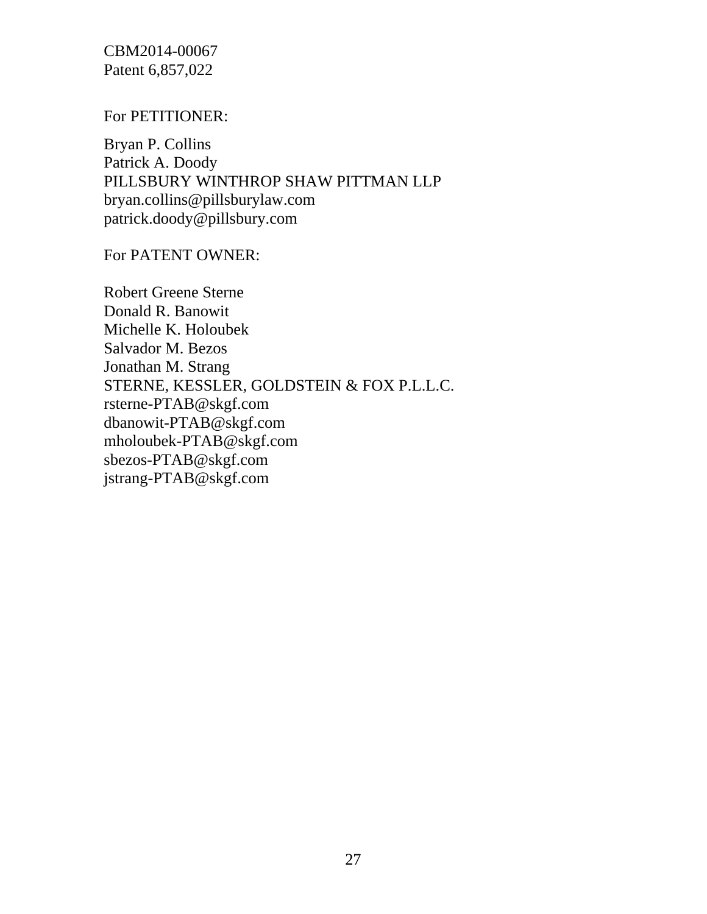For PETITIONER:

Bryan P. Collins
Patrick A. Doody
PILLSBURY WINTHROP SHAW PITTMAN LLP
bryan.collins@pillsburylaw.com
patrick.doody@pillsbury.com

For PATENT OWNER:

Robert Greene Sterne
Donald R. Banowit
Michelle K. Holoubek
Salvador M. Bezos
Jonathan M. Strang
STERNE, KESSLER, GOLDSTEIN & FOX P.L.L.C.
rsterne-PTAB@skgf.com
dbanowit-PTAB@skgf.com
mholoubek-PTAB@skgf.com
sbezos-PTAB@skgf.com
jstrang-PTAB@skgf.com